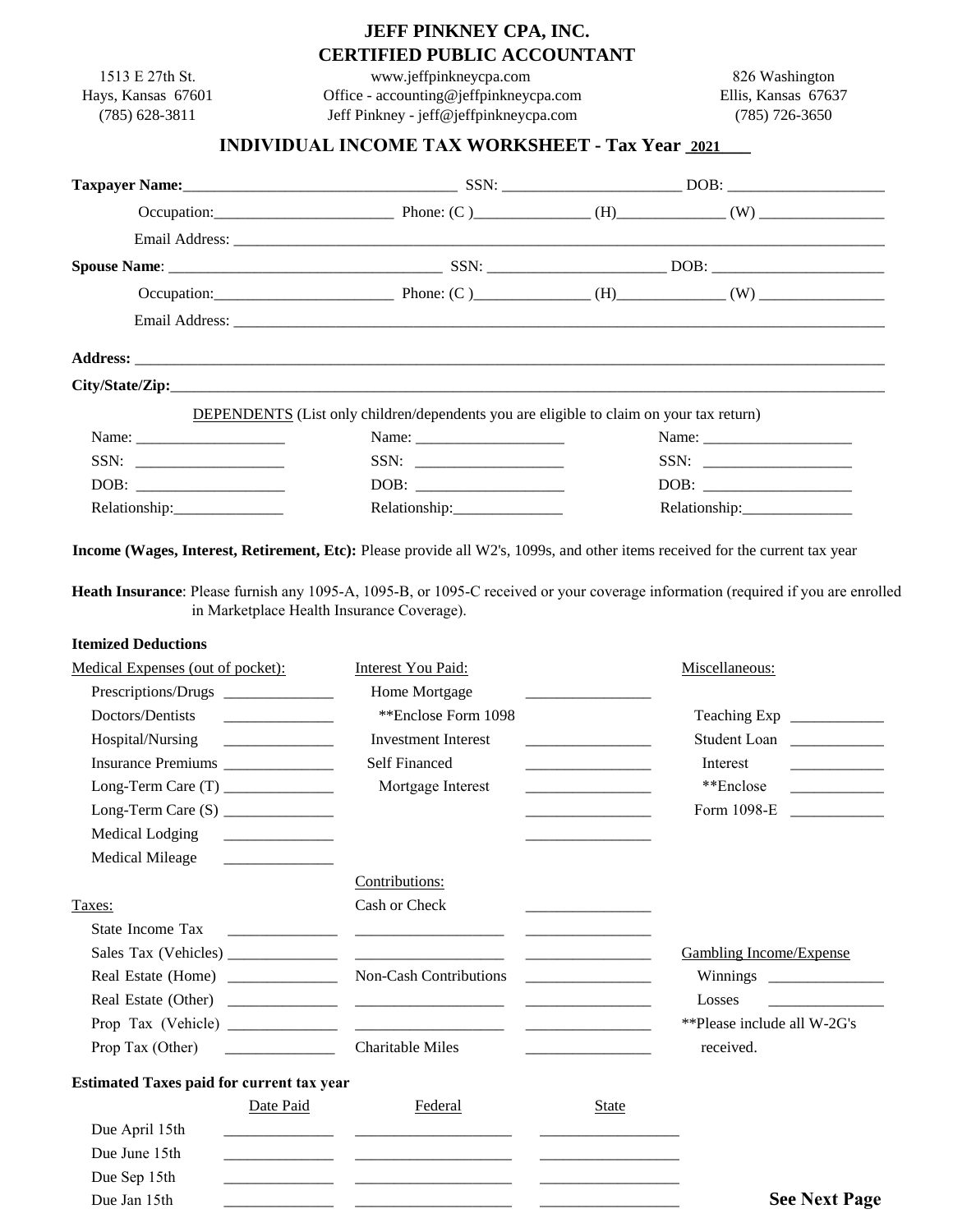# JEFF PINKNEY CPA, INC.
## CERTIFIED PUBLIC ACCOUNTANT

1513 E 27th St.
Hays, Kansas 67601
(785) 628-3811

www.jeffpinkneycpa.com
Office - accounting@jeffpinkneycpa.com
Jeff Pinkney - jeff@jeffpinkneycpa.com

826 Washington
Ellis, Kansas 67637
(785) 726-3650

## INDIVIDUAL INCOME TAX WORKSHEET - Tax Year 2021

**Taxpayer Name:** ______________________ SSN: ______________________ DOB: ______________________

Occupation: ______________________ Phone: (C) ______________ (H) ______________ (W) ______________

Email Address: ______________________________________________

**Spouse Name**: ______________________ SSN: ______________________ DOB: ______________________

Occupation: ______________________ Phone: (C) ______________ (H) ______________ (W) ______________

Email Address: ______________________________________________

**Address:** ______________________________________________

**City/State/Zip:** ______________________________________________

DEPENDENTS (List only children/dependents you are eligible to claim on your tax return)

| | | |
|---|---|---|
| Name: ______________ | Name: ______________ | Name: ______________ |
| SSN: ______________ | SSN: ______________ | SSN: ______________ |
| DOB: ______________ | DOB: ______________ | DOB: ______________ |
| Relationship: ______________ | Relationship: ______________ | Relationship: ______________ |

**Income (Wages, Interest, Retirement, Etc):** Please provide all W2's, 1099s, and other items received for the current tax year

**Heath Insurance**: Please furnish any 1095-A, 1095-B, or 1095-C received or your coverage information (required if you are enrolled in Marketplace Health Insurance Coverage).

### Itemized Deductions

**Medical Expenses (out of pocket):**

- Prescriptions/Drugs ______________
- Doctors/Dentists ______________
- Hospital/Nursing ______________
- Insurance Premiums ______________
- Long-Term Care (T) ______________
- Long-Term Care (S) ______________
- Medical Lodging ______________
- Medical Mileage ______________

**Interest You Paid:**

- Home Mortgage ______________
  - **Enclose Form 1098
- Investment Interest ______________
- Self Financed Mortgage Interest ______________
- ______________
- ______________
- ______________

**Miscellaneous:**

- Teaching Exp ______________
- Student Loan Interest ______________
  - **Enclose Form 1098-E ______________

**Taxes:**

- State Income Tax ______________
- Sales Tax (Vehicles) ______________
- Real Estate (Home) ______________
- Real Estate (Other) ______________
- Prop Tax (Vehicle) ______________
- Prop Tax (Other) ______________

**Contributions:**

- Cash or Check ______________
- ______________ ______________
- ______________ ______________
- Non-Cash Contributions ______________
- ______________ ______________
- ______________ ______________
- Charitable Miles ______________

**Gambling Income/Expense**

- Winnings ______________
- Losses ______________

**Please include all W-2G's received.

### Estimated Taxes paid for current tax year

| | Date Paid | Federal | State |
|---|---|---|---|
| Due April 15th | | | |
| Due June 15th | | | |
| Due Sep 15th | | | |
| Due Jan 15th | | | |

**See Next Page**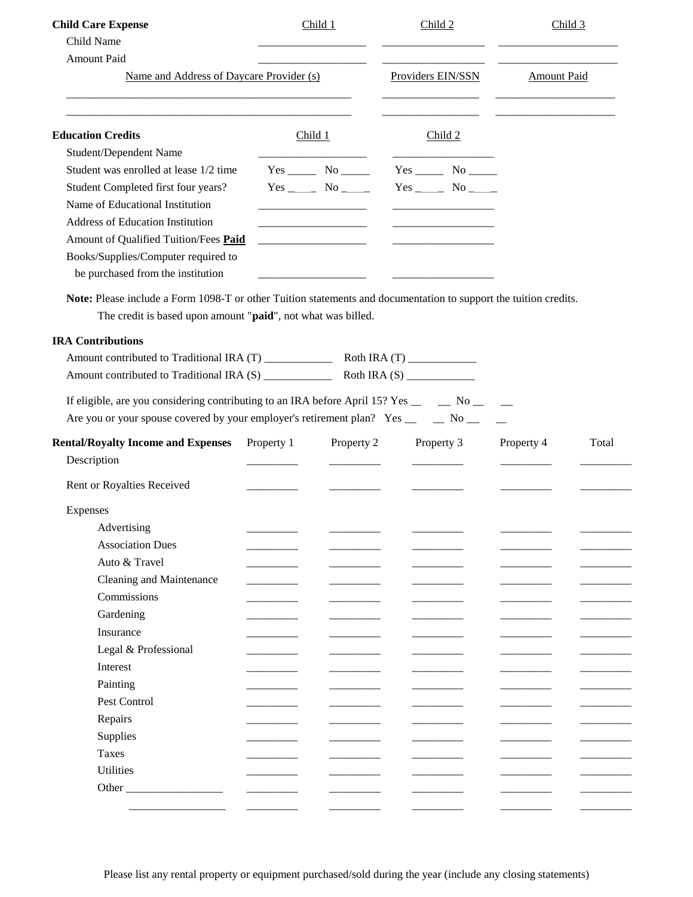**Child Care Expense**

| | Child 1 | Child 2 | Child 3 |
|---|---|---|---|
| Child Name | ____________ | ____________ | ____________ |
| Amount Paid | ____________ | ____________ | ____________ |

| Name and Address of Daycare Provider (s) | Providers EIN/SSN | Amount Paid |
|---|---|---|
| ____________ | ____________ | ____________ |
| ____________ | ____________ | ____________ |

**Education Credits**

| | Child 1 | Child 2 |
|---|---|---|
| Student/Dependent Name | ____________ | ____________ |
| Student was enrolled at lease 1/2 time | Yes _____ No _____ | Yes _____ No _____ |
| Student Completed first four years? | Yes _____ No _____ | Yes _____ No _____ |
| Name of Educational Institution | ____________ | ____________ |
| Address of Education Institution | ____________ | ____________ |
| Amount of Qualified Tuition/Fees **Paid** | ____________ | ____________ |
| Books/Supplies/Computer required to be purchased from the institution | ____________ | ____________ |

**Note:** Please include a Form 1098-T or other Tuition statements and documentation to support the tuition credits. The credit is based upon amount "**paid**", not what was billed.

**IRA Contributions**

Amount contributed to Traditional IRA (T) ____________ Roth IRA (T) ____________

Amount contributed to Traditional IRA (S) ____________ Roth IRA (S) ____________

If eligible, are you considering contributing to an IRA before April 15? Yes _____ No _____

Are you or your spouse covered by your employer's retirement plan? Yes _____ No _____

| **Rental/Royalty Income and Expenses** | Property 1 | Property 2 | Property 3 | Property 4 | Total |
|---|---|---|---|---|---|
| Description | _______ | _______ | _______ | _______ | _______ |
| Rent or Royalties Received | _______ | _______ | _______ | _______ | _______ |
| Expenses | | | | | |
| Advertising | _______ | _______ | _______ | _______ | _______ |
| Association Dues | _______ | _______ | _______ | _______ | _______ |
| Auto & Travel | _______ | _______ | _______ | _______ | _______ |
| Cleaning and Maintenance | _______ | _______ | _______ | _______ | _______ |
| Commissions | _______ | _______ | _______ | _______ | _______ |
| Gardening | _______ | _______ | _______ | _______ | _______ |
| Insurance | _______ | _______ | _______ | _______ | _______ |
| Legal & Professional | _______ | _______ | _______ | _______ | _______ |
| Interest | _______ | _______ | _______ | _______ | _______ |
| Painting | _______ | _______ | _______ | _______ | _______ |
| Pest Control | _______ | _______ | _______ | _______ | _______ |
| Repairs | _______ | _______ | _______ | _______ | _______ |
| Supplies | _______ | _______ | _______ | _______ | _______ |
| Taxes | _______ | _______ | _______ | _______ | _______ |
| Utilities | _______ | _______ | _______ | _______ | _______ |
| Other ____________ | _______ | _______ | _______ | _______ | _______ |
| ____________ | _______ | _______ | _______ | _______ | _______ |

Please list any rental property or equipment purchased/sold during the year (include any closing statements)